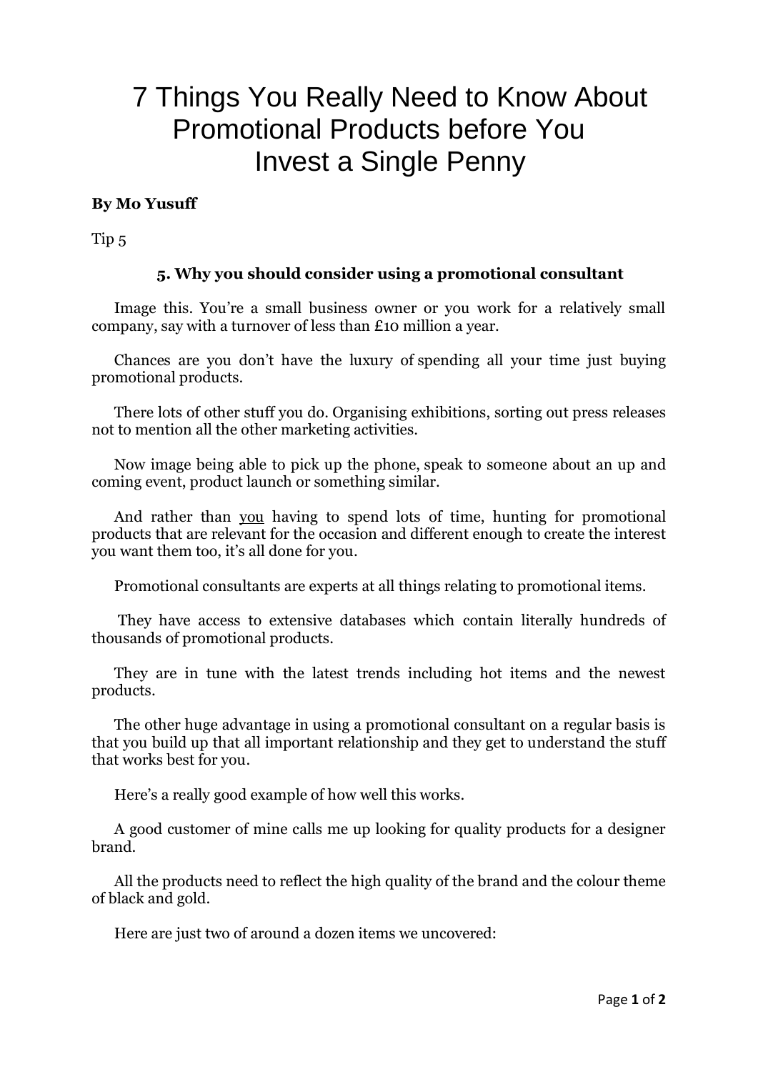# 7 Things You Really Need to Know About Promotional Products before You Invest a Single Penny

**By Mo Yusuff**

Tip 5

### 5. Why you should consider using a promotional consultant

Image this. You're a small business owner or you work for a relatively small company, say with a turnover of less than £10 million a year.

Chances are you don't have the luxury of spending all your time just buying promotional products.

There lots of other stuff you do. Organising exhibitions, sorting out press releases not to mention all the other marketing activities.

Now image being able to pick up the phone, speak to someone about an up and coming event, product launch or something similar.

And rather than <u>you</u> having to spend lots of time, hunting for promotional products that are relevant for the occasion and different enough to create the interest you want them too, it's all done for you.

Promotional consultants are experts at all things relating to promotional items.

They have access to extensive databases which contain literally hundreds of thousands of promotional products.

They are in tune with the latest trends including hot items and the newest products.

The other huge advantage in using a promotional consultant on a regular basis is that you build up that all important relationship and they get to understand the stuff that works best for you.

Here's a really good example of how well this works.

A good customer of mine calls me up looking for quality products for a designer brand.

All the products need to reflect the high quality of the brand and the colour theme of black and gold.

Here are just two of around a dozen items we uncovered: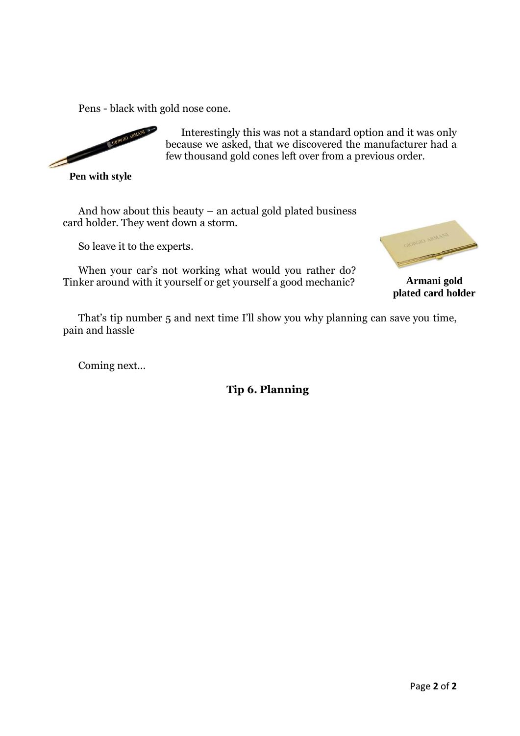Pens - black with gold nose cone.

Interestingly this was not a standard option and it was only because we asked, that we discovered the manufacturer had a few thousand gold cones left over from a previous order.

**Pen with style**

And how about this beauty – an actual gold plated business card holder. They went down a storm.

So leave it to the experts.

When your car's not working what would you rather do? Tinker around with it yourself or get yourself a good mechanic?

**Armani gold plated card holder**

That's tip number 5 and next time I'll show you why planning can save you time, pain and hassle

Coming next...

**Tip 6. Planning**